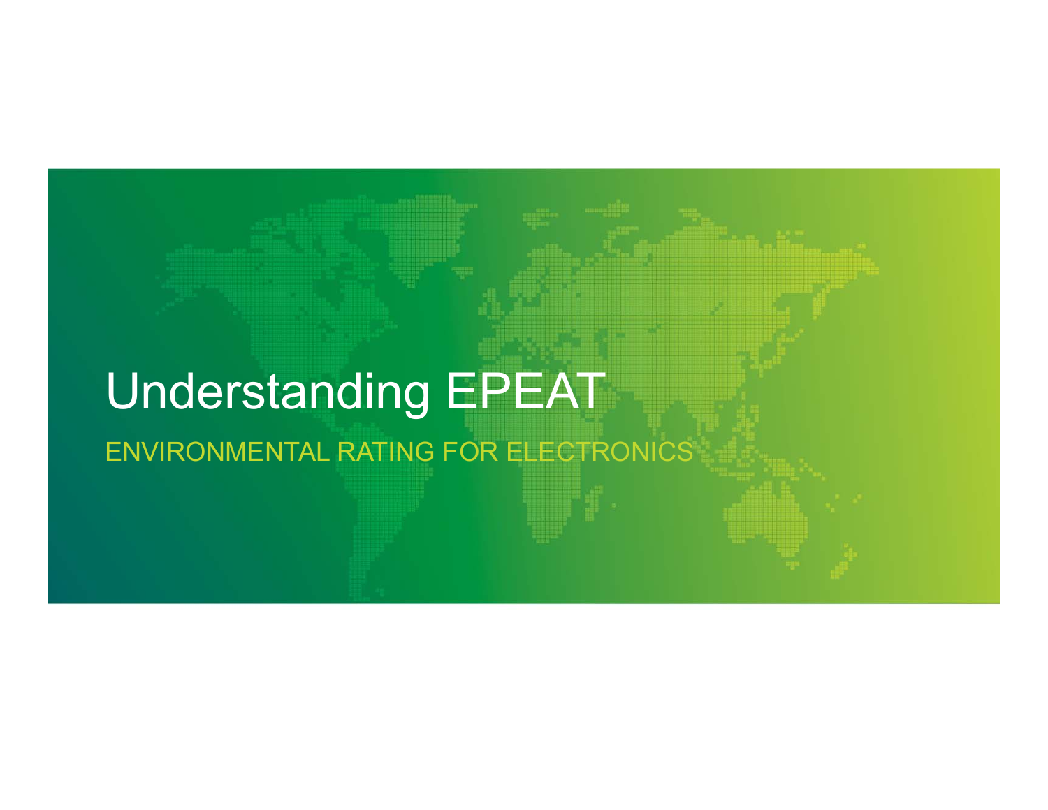# Understanding EPEAT

ENVIRONMENTAL RATING FOR ELECTRONICS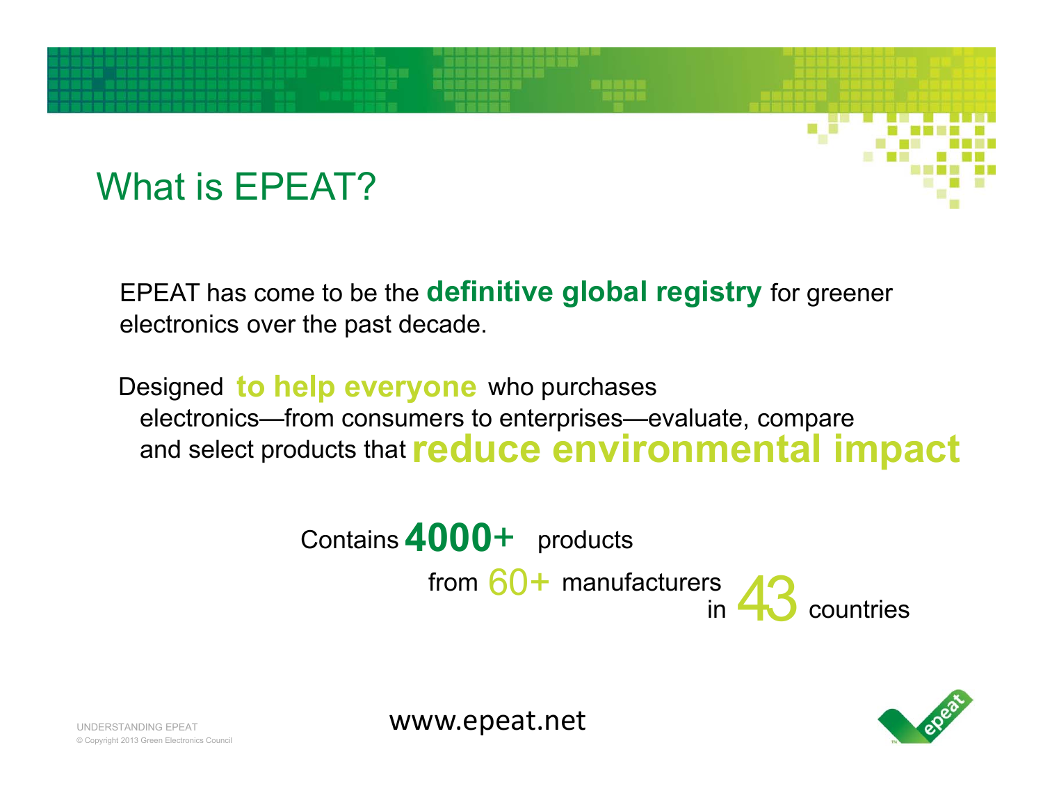# What is EPEAT?

EPEAT has come to be the **definitive global registry** for greener electronics over the past decade.

Designed **to help everyone** who purchases electronics—from consumers to enterprises—evaluate, compare and select products that **reduce environmental impact**

Contains **4000+** products from 60+ manufacturers in 43 countries

www.epeat.net

UNDERSTANDING EPEAT
© Copyright 2013 Green Electronics Council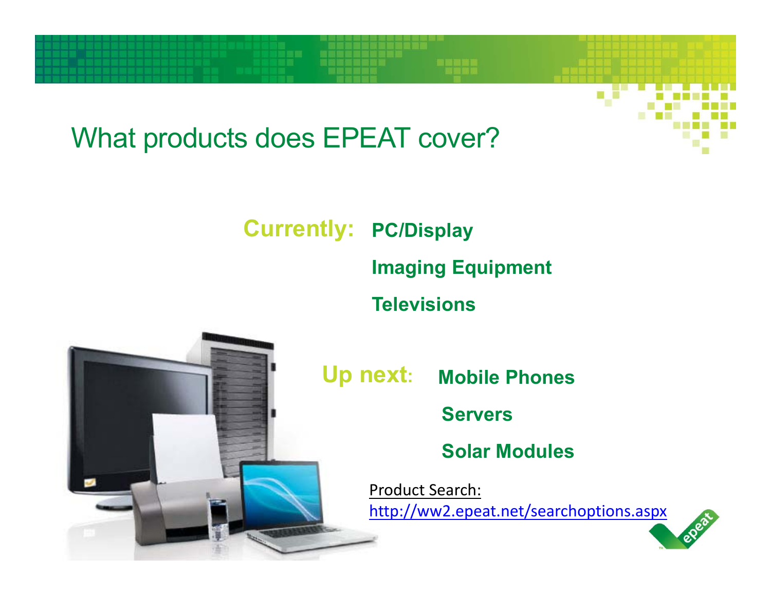# What products does EPEAT cover?

**Currently:**

- **PC/Display**
- **Imaging Equipment**
- **Televisions**

**Up next:**

- **Mobile Phones**
- **Servers**
- **Solar Modules**

Product Search:
http://ww2.epeat.net/searchoptions.aspx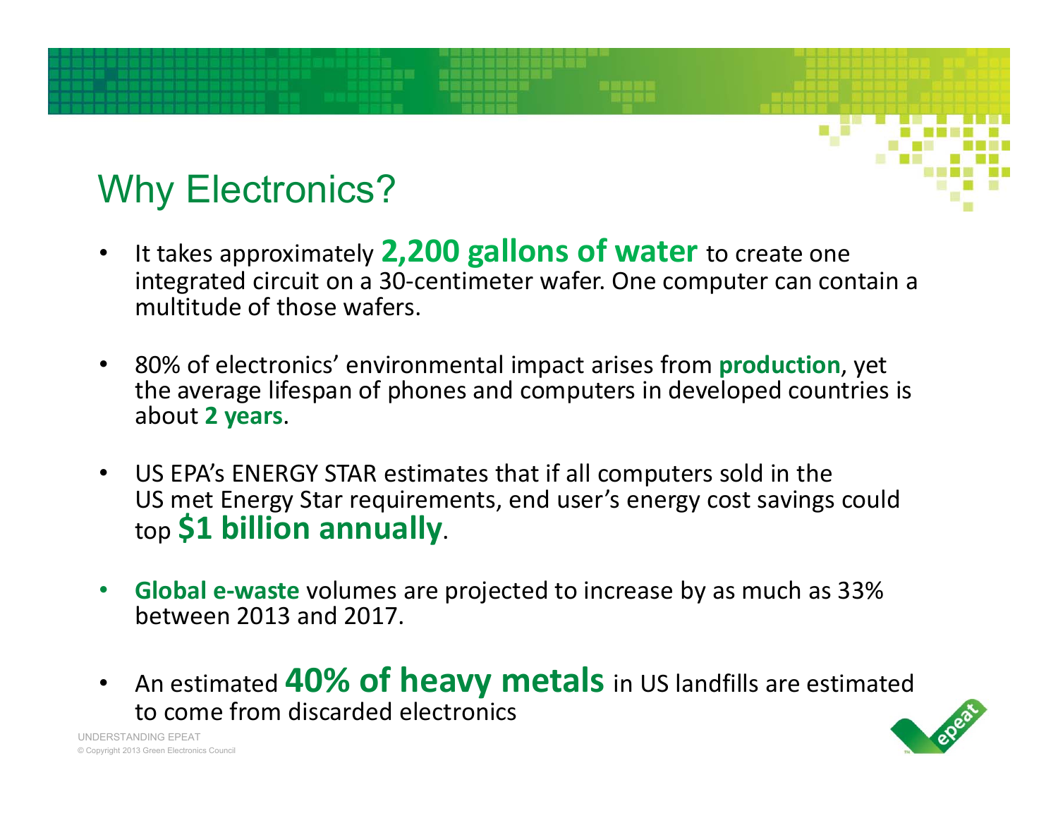# Why Electronics?

- It takes approximately **2,200 gallons of water** to create one integrated circuit on a 30-centimeter wafer. One computer can contain a multitude of those wafers.

- 80% of electronics' environmental impact arises from **production**, yet the average lifespan of phones and computers in developed countries is about **2 years**.

- US EPA's ENERGY STAR estimates that if all computers sold in the US met Energy Star requirements, end user's energy cost savings could top **$1 billion annually**.

- **Global e-waste** volumes are projected to increase by as much as 33% between 2013 and 2017.

- An estimated **40% of heavy metals** in US landfills are estimated to come from discarded electronics

UNDERSTANDING EPEAT
© Copyright 2013 Green Electronics Council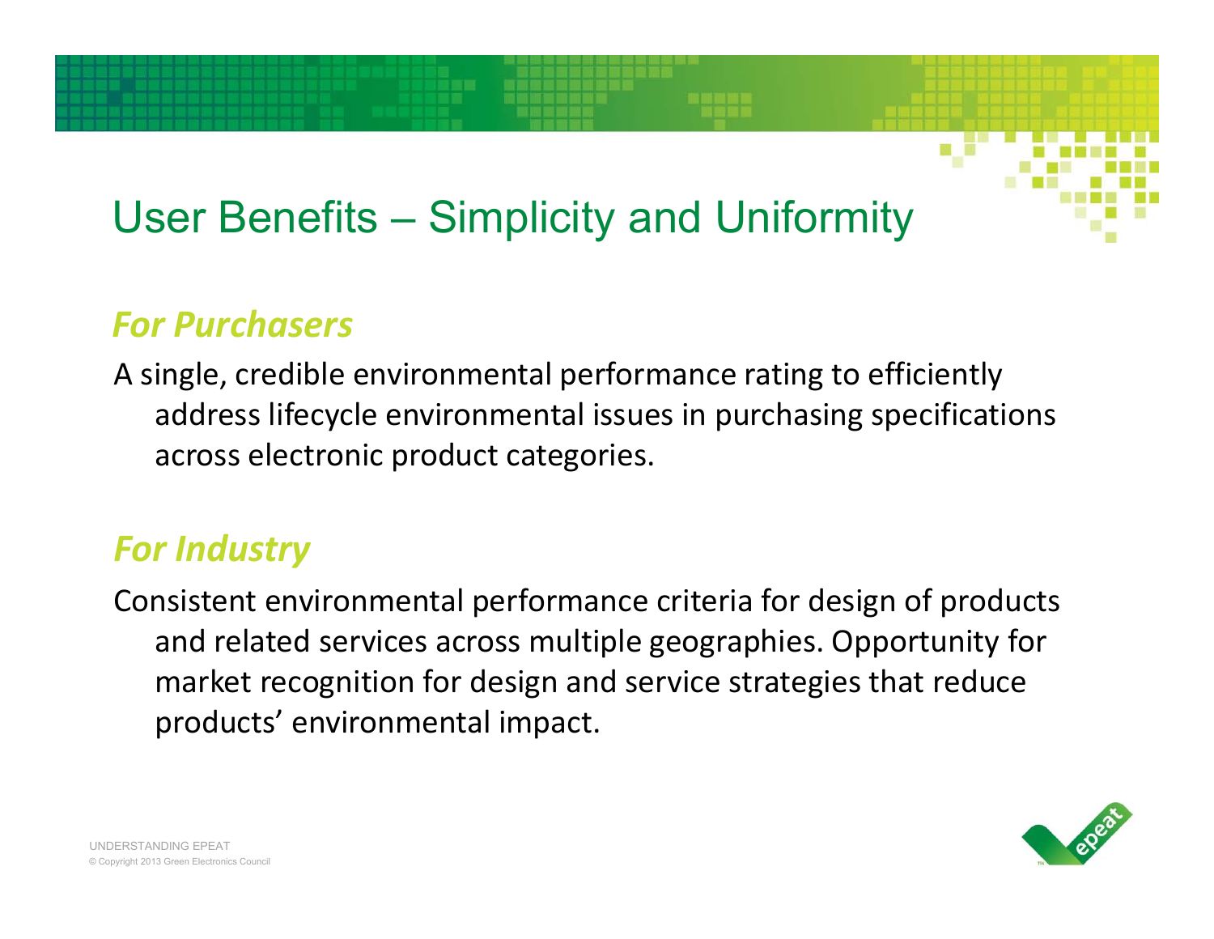# User Benefits – Simplicity and Uniformity

### *For Purchasers*

A single, credible environmental performance rating to efficiently address lifecycle environmental issues in purchasing specifications across electronic product categories.

### *For Industry*

Consistent environmental performance criteria for design of products and related services across multiple geographies. Opportunity for market recognition for design and service strategies that reduce products' environmental impact.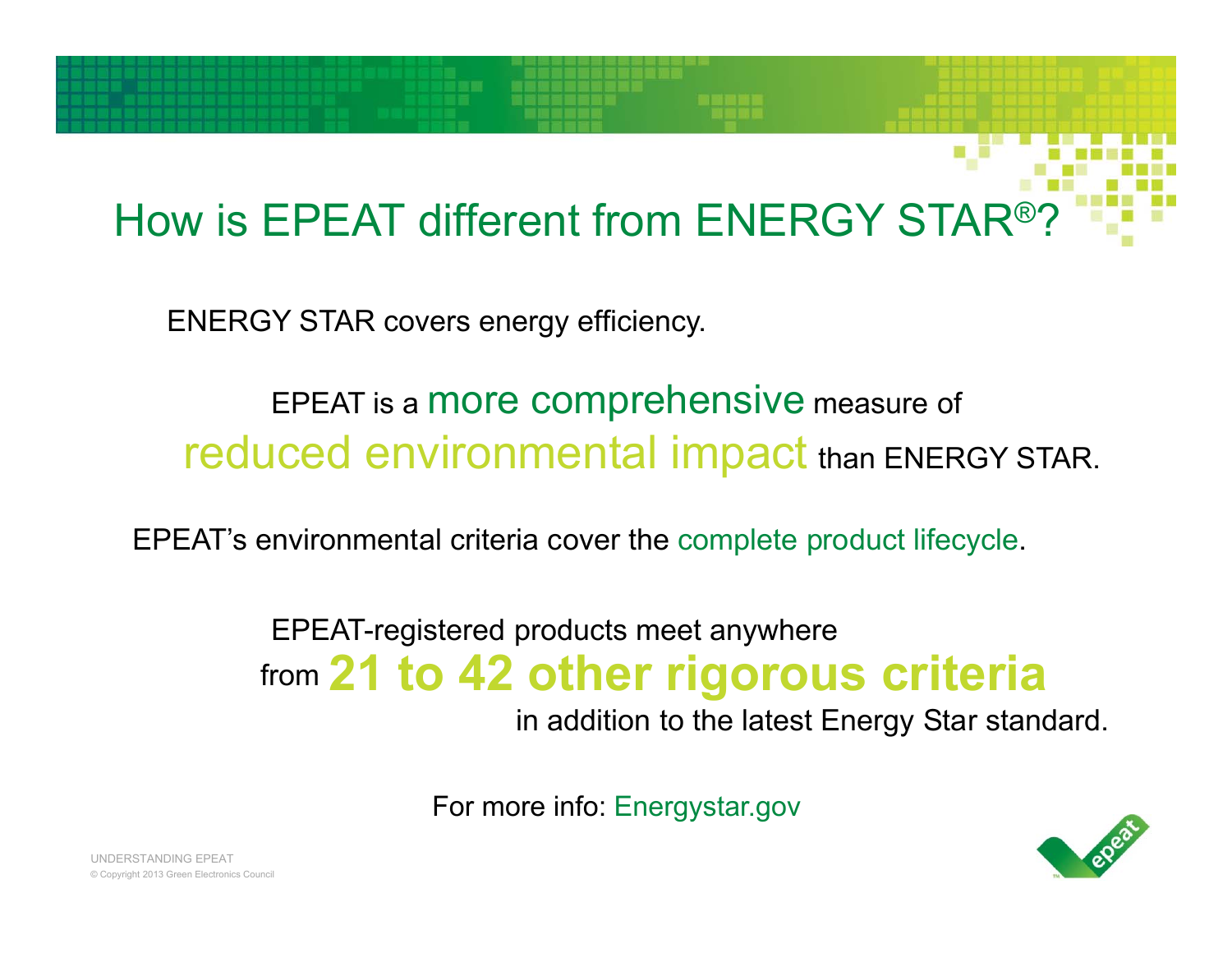# How is EPEAT different from ENERGY STAR®?

ENERGY STAR covers energy efficiency.

EPEAT is a more comprehensive measure of reduced environmental impact than ENERGY STAR.

EPEAT's environmental criteria cover the complete product lifecycle.

EPEAT-registered products meet anywhere from **21 to 42 other rigorous criteria** in addition to the latest Energy Star standard.

For more info: Energystar.gov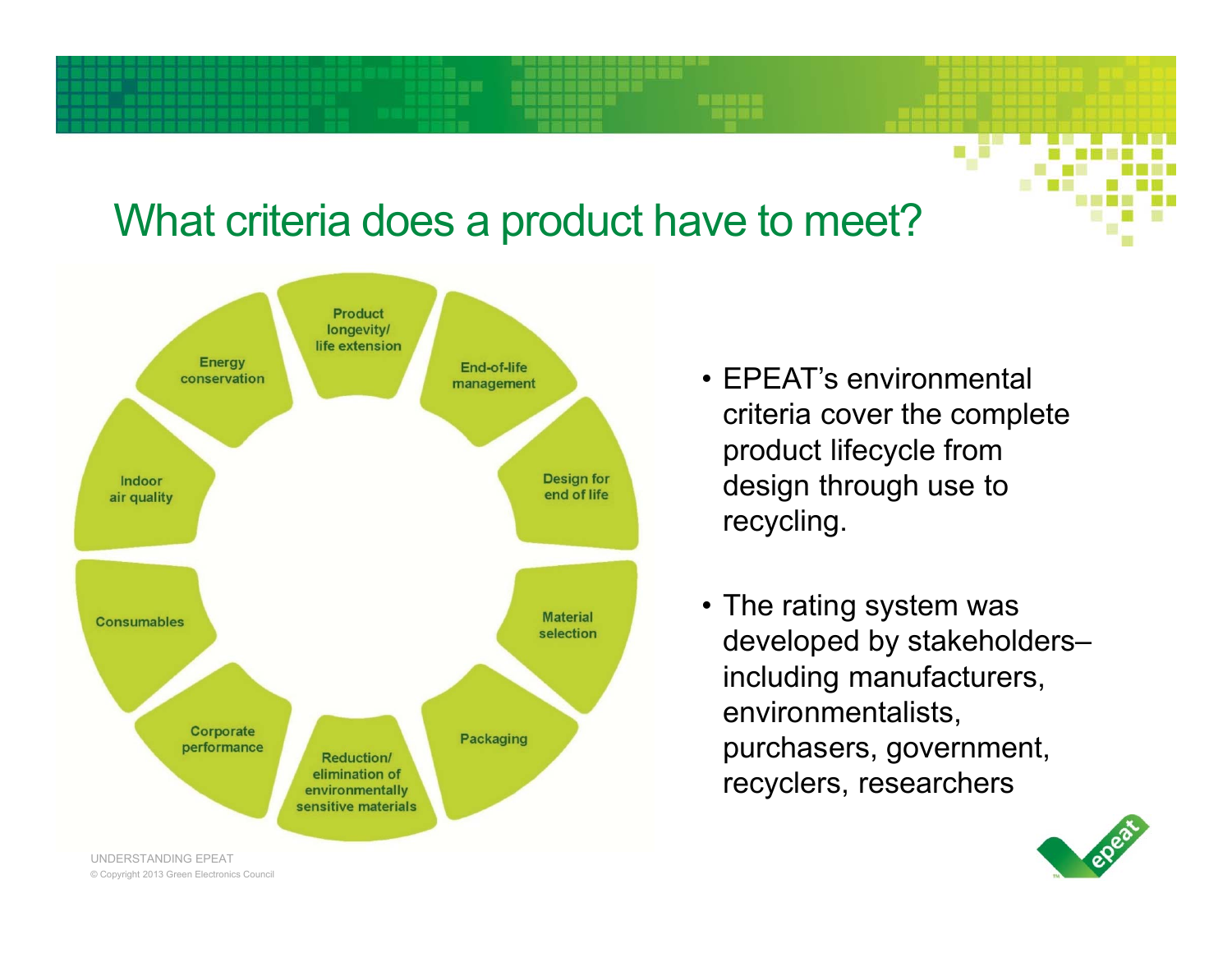# What criteria does a product have to meet?

- Product longevity/ life extension
- End-of-life management
- Design for end of life
- Material selection
- Packaging
- Reduction/ elimination of environmentally sensitive materials
- Corporate performance
- Consumables
- Indoor air quality
- Energy conservation

- EPEAT's environmental criteria cover the complete product lifecycle from design through use to recycling.
- The rating system was developed by stakeholders– including manufacturers, environmentalists, purchasers, government, recyclers, researchers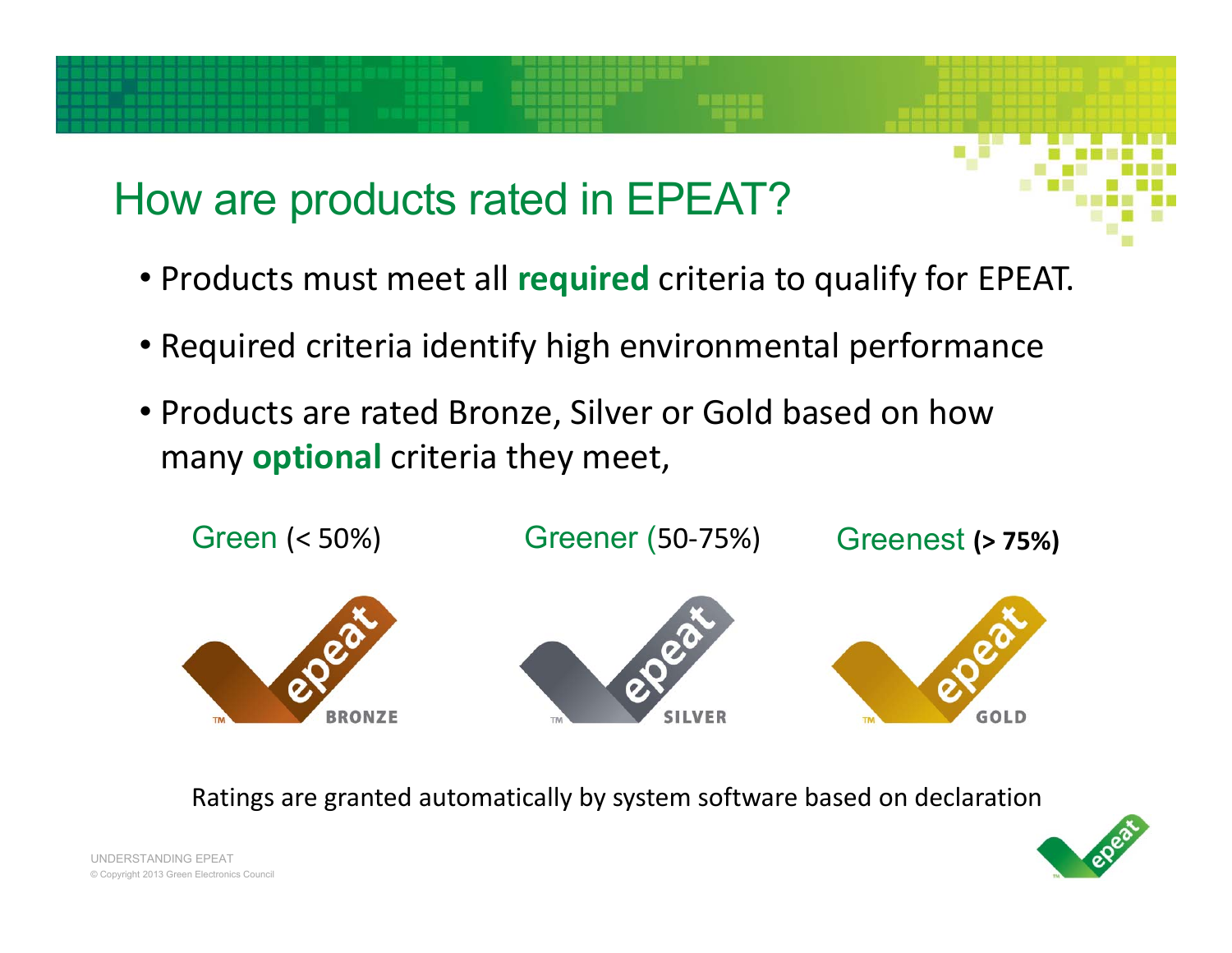# How are products rated in EPEAT?

- Products must meet all **required** criteria to qualify for EPEAT.
- Required criteria identify high environmental performance
- Products are rated Bronze, Silver or Gold based on how many **optional** criteria they meet,

| Green (< 50%) | Greener (50-75%) | Greenest **(> 75%)** |
|---|---|---|
| BRONZE | SILVER | GOLD |

Ratings are granted automatically by system software based on declaration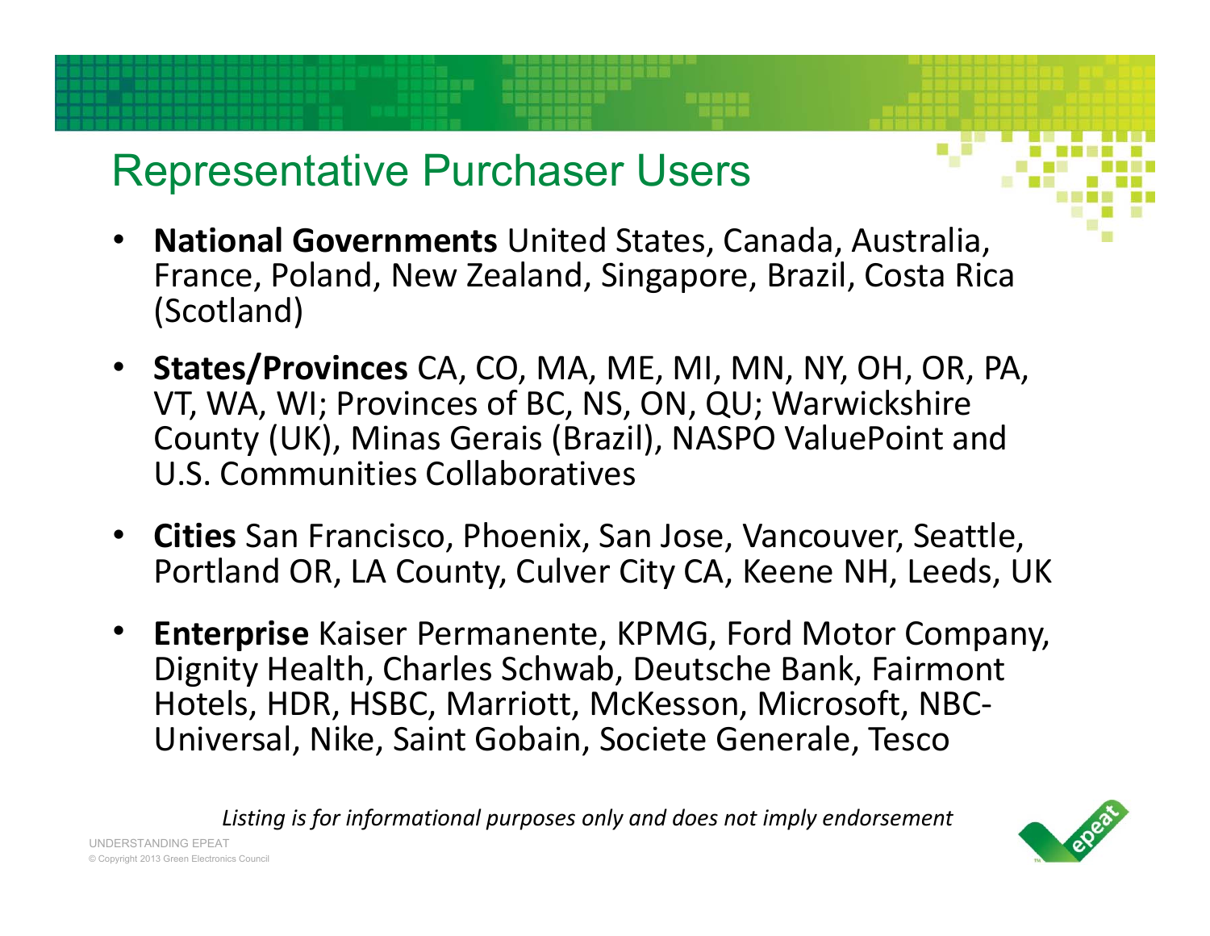# Representative Purchaser Users

- **National Governments** United States, Canada, Australia, France, Poland, New Zealand, Singapore, Brazil, Costa Rica (Scotland)
- **States/Provinces** CA, CO, MA, ME, MI, MN, NY, OH, OR, PA, VT, WA, WI; Provinces of BC, NS, ON, QU; Warwickshire County (UK), Minas Gerais (Brazil), NASPO ValuePoint and U.S. Communities Collaboratives
- **Cities** San Francisco, Phoenix, San Jose, Vancouver, Seattle, Portland OR, LA County, Culver City CA, Keene NH, Leeds, UK
- **Enterprise** Kaiser Permanente, KPMG, Ford Motor Company, Dignity Health, Charles Schwab, Deutsche Bank, Fairmont Hotels, HDR, HSBC, Marriott, McKesson, Microsoft, NBC-Universal, Nike, Saint Gobain, Societe Generale, Tesco

*Listing is for informational purposes only and does not imply endorsement*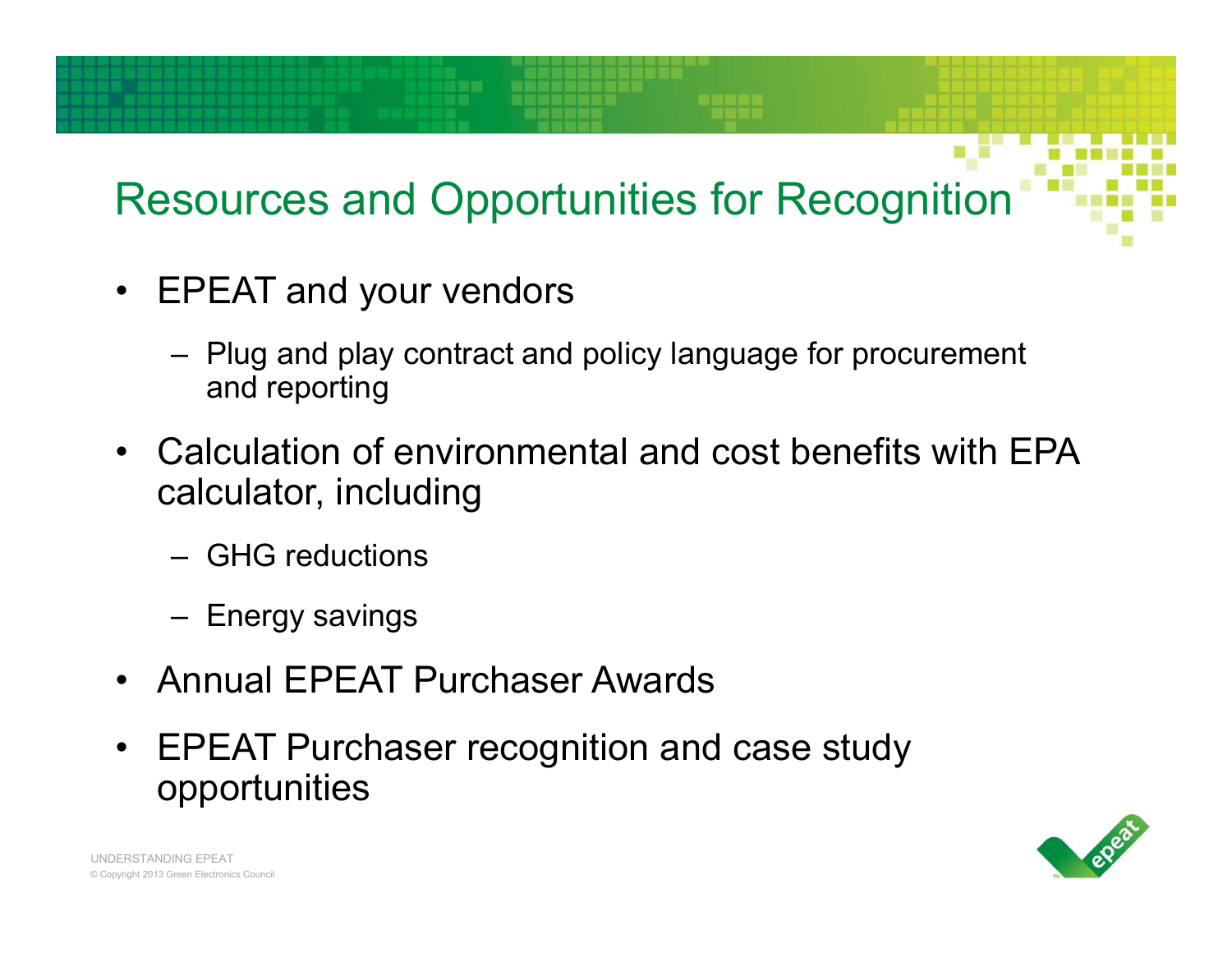# Resources and Opportunities for Recognition

- EPEAT and your vendors
  - Plug and play contract and policy language for procurement and reporting
- Calculation of environmental and cost benefits with EPA calculator, including
  - GHG reductions
  - Energy savings
- Annual EPEAT Purchaser Awards
- EPEAT Purchaser recognition and case study opportunities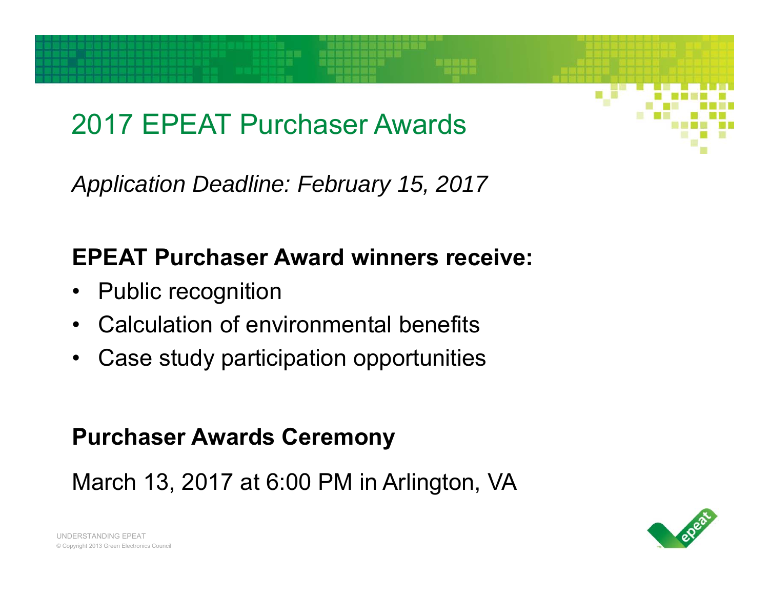# 2017 EPEAT Purchaser Awards

*Application Deadline: February 15, 2017*

**EPEAT Purchaser Award winners receive:**

- Public recognition
- Calculation of environmental benefits
- Case study participation opportunities

**Purchaser Awards Ceremony**

March 13, 2017 at 6:00 PM in Arlington, VA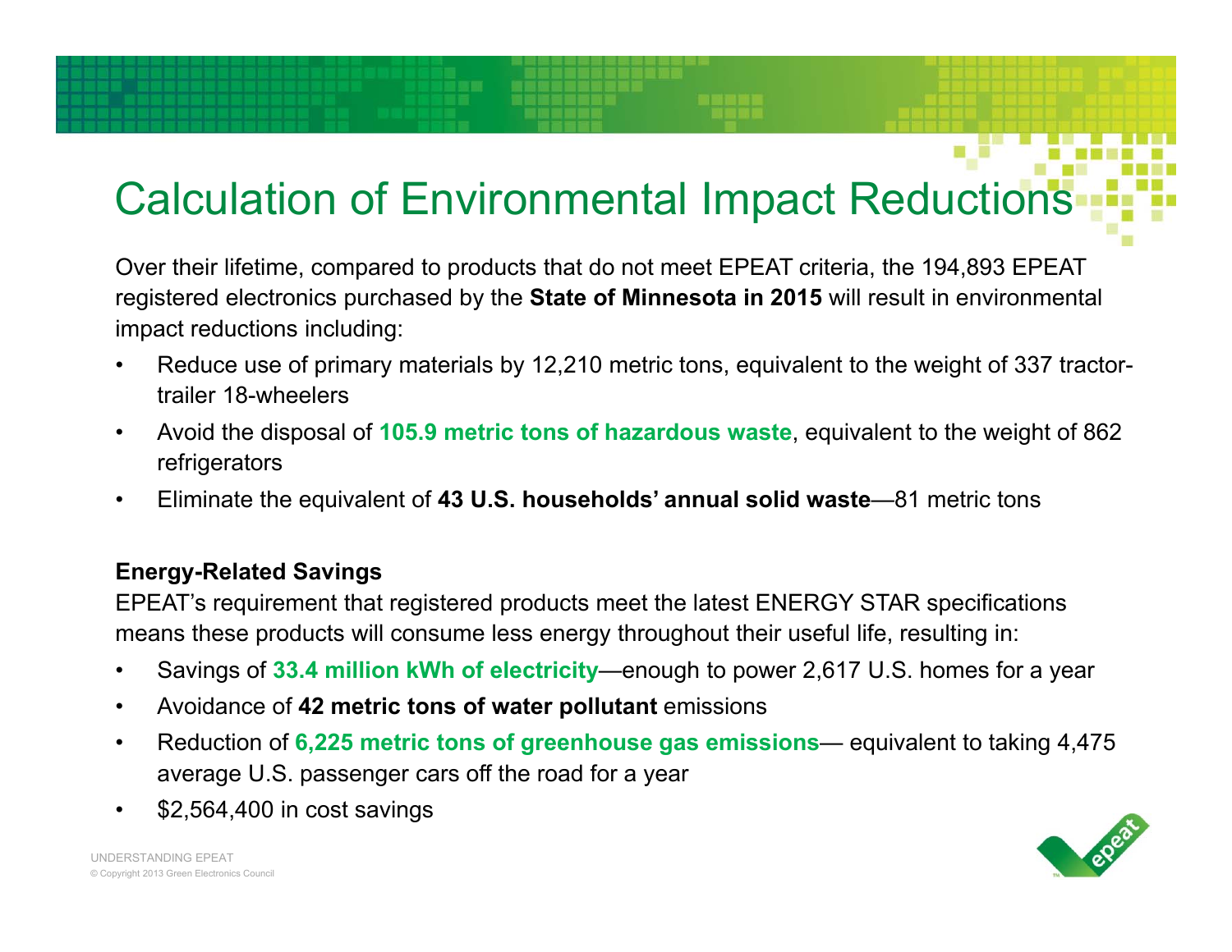# Calculation of Environmental Impact Reductions

Over their lifetime, compared to products that do not meet EPEAT criteria, the 194,893 EPEAT registered electronics purchased by the **State of Minnesota in 2015** will result in environmental impact reductions including:

- Reduce use of primary materials by 12,210 metric tons, equivalent to the weight of 337 tractor-trailer 18-wheelers
- Avoid the disposal of **105.9 metric tons of hazardous waste**, equivalent to the weight of 862 refrigerators
- Eliminate the equivalent of **43 U.S. households' annual solid waste**—81 metric tons

**Energy-Related Savings**

EPEAT's requirement that registered products meet the latest ENERGY STAR specifications means these products will consume less energy throughout their useful life, resulting in:

- Savings of **33.4 million kWh of electricity**—enough to power 2,617 U.S. homes for a year
- Avoidance of **42 metric tons of water pollutant** emissions
- Reduction of **6,225 metric tons of greenhouse gas emissions**— equivalent to taking 4,475 average U.S. passenger cars off the road for a year
- $2,564,400 in cost savings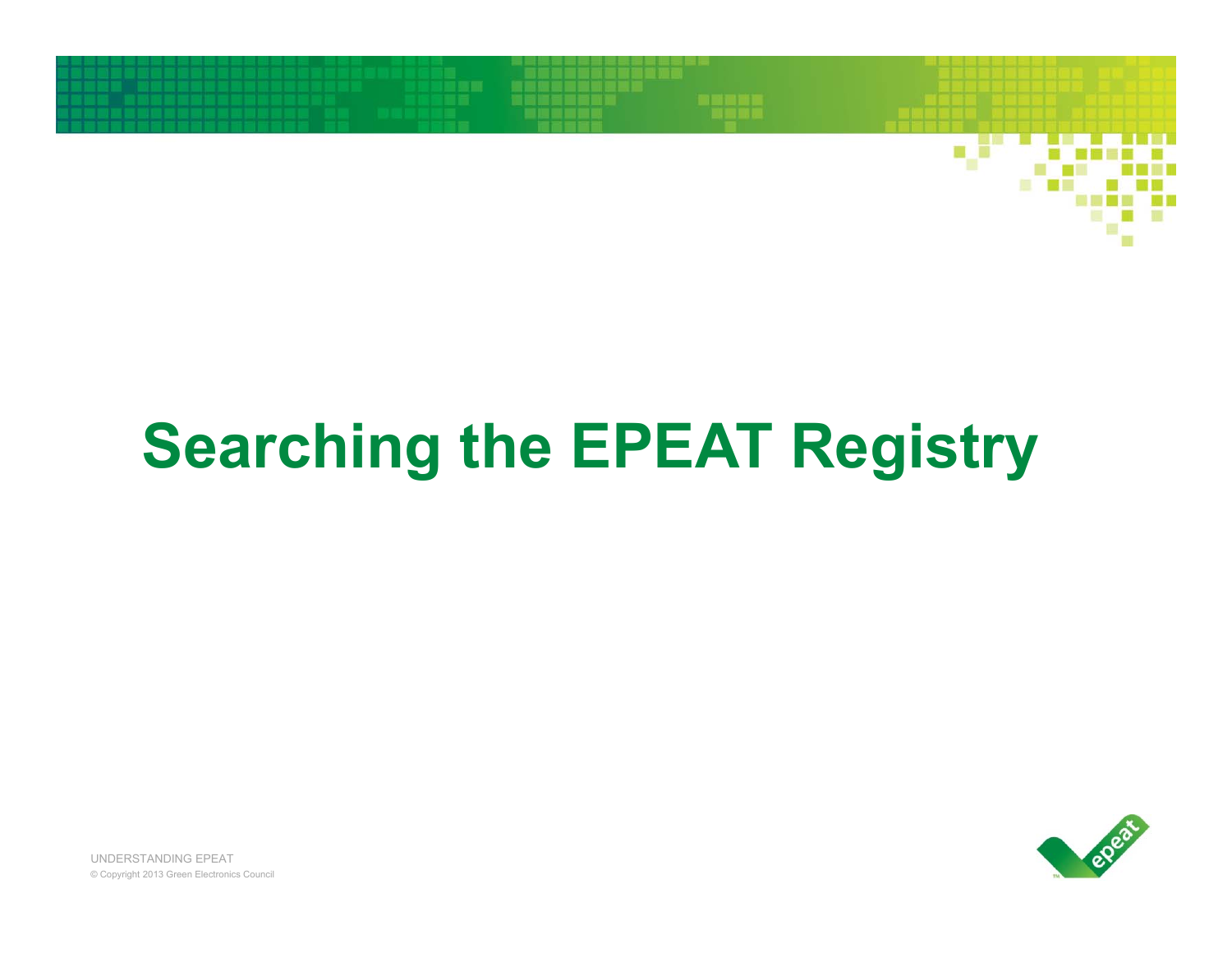# Searching the EPEAT Registry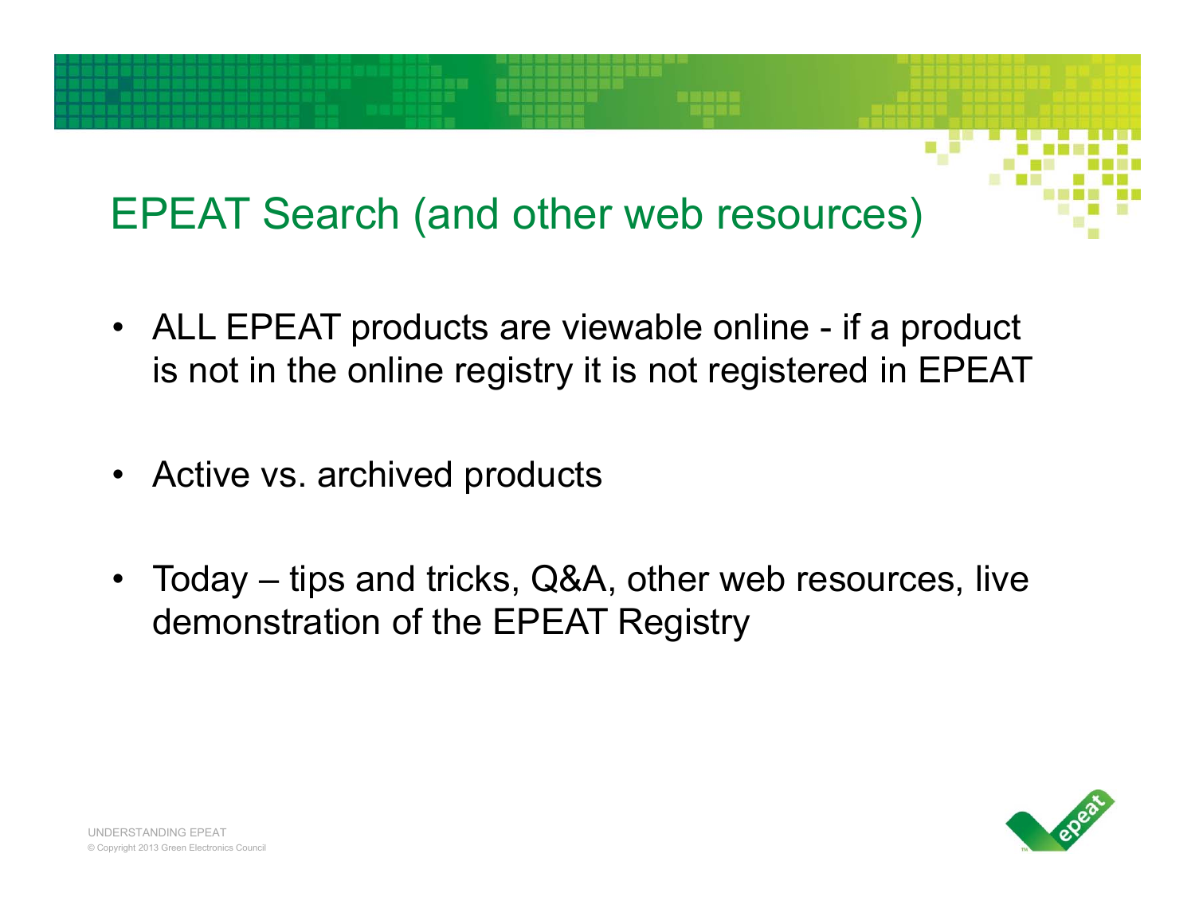# EPEAT Search (and other web resources)

- ALL EPEAT products are viewable online - if a product is not in the online registry it is not registered in EPEAT
- Active vs. archived products
- Today – tips and tricks, Q&A, other web resources, live demonstration of the EPEAT Registry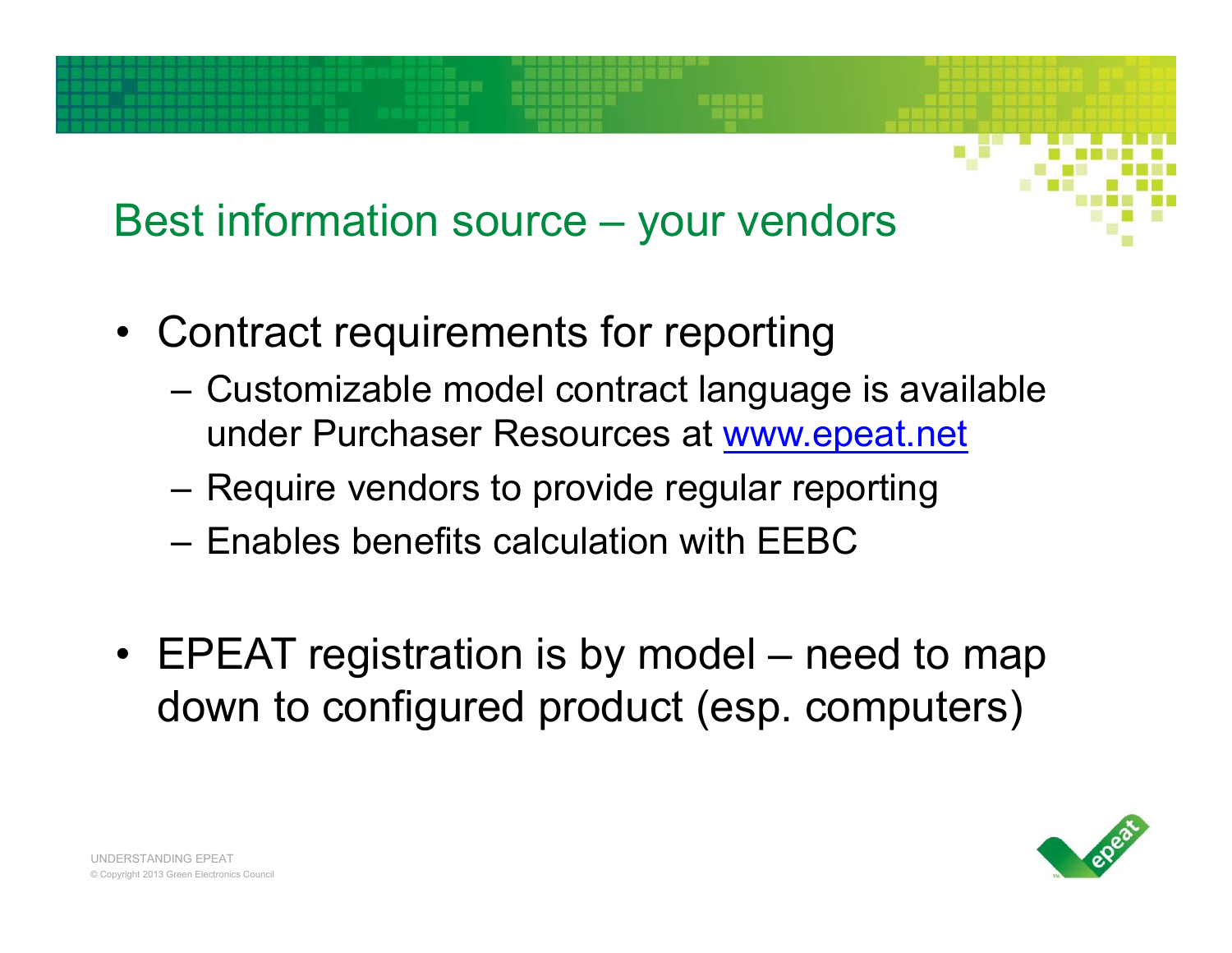## Best information source – your vendors

- Contract requirements for reporting
  - Customizable model contract language is available under Purchaser Resources at www.epeat.net
  - Require vendors to provide regular reporting
  - Enables benefits calculation with EEBC
- EPEAT registration is by model – need to map down to configured product (esp. computers)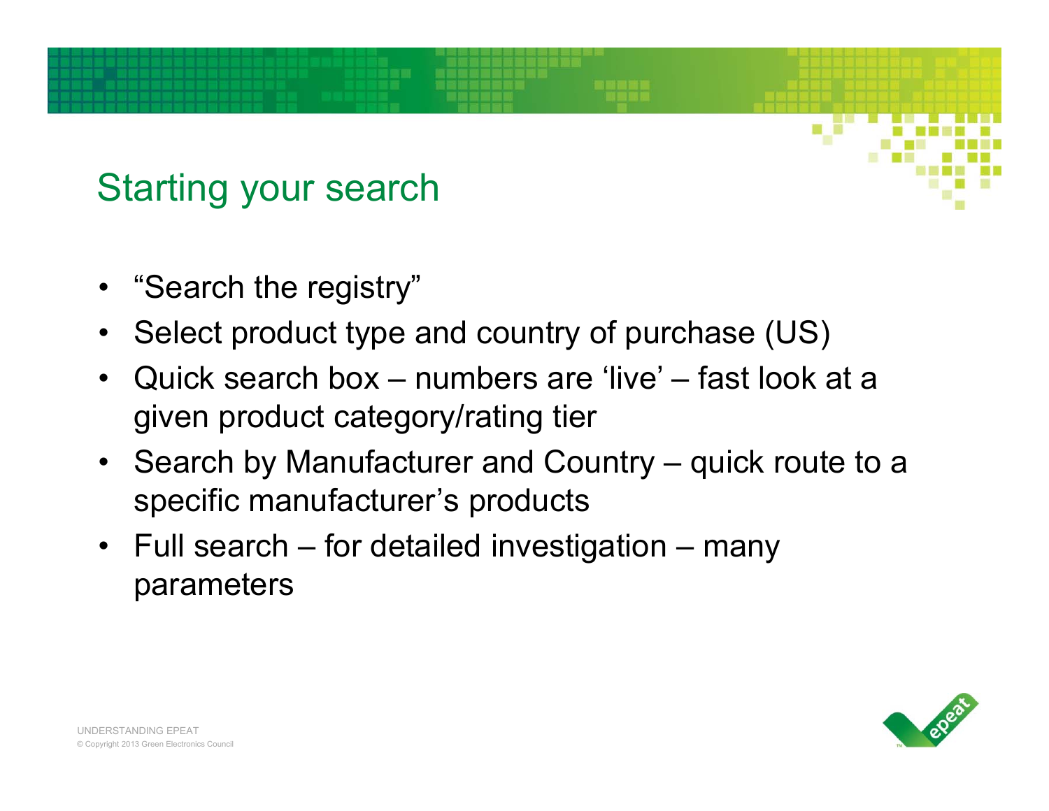## Starting your search

- "Search the registry"
- Select product type and country of purchase (US)
- Quick search box – numbers are 'live' – fast look at a given product category/rating tier
- Search by Manufacturer and Country – quick route to a specific manufacturer's products
- Full search – for detailed investigation – many parameters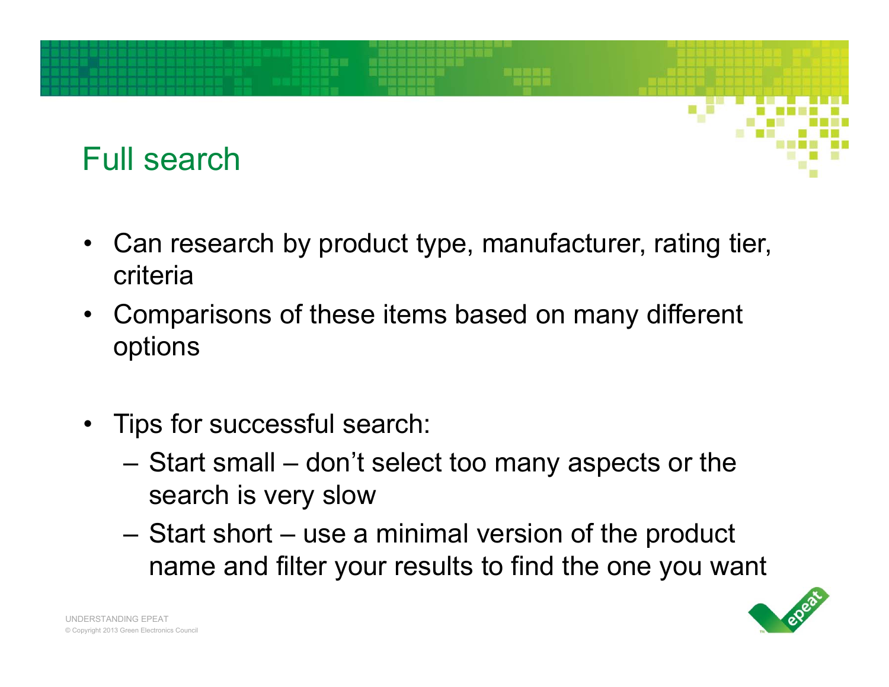# Full search

- Can research by product type, manufacturer, rating tier, criteria
- Comparisons of these items based on many different options

- Tips for successful search:
  - Start small – don't select too many aspects or the search is very slow
  - Start short – use a minimal version of the product name and filter your results to find the one you want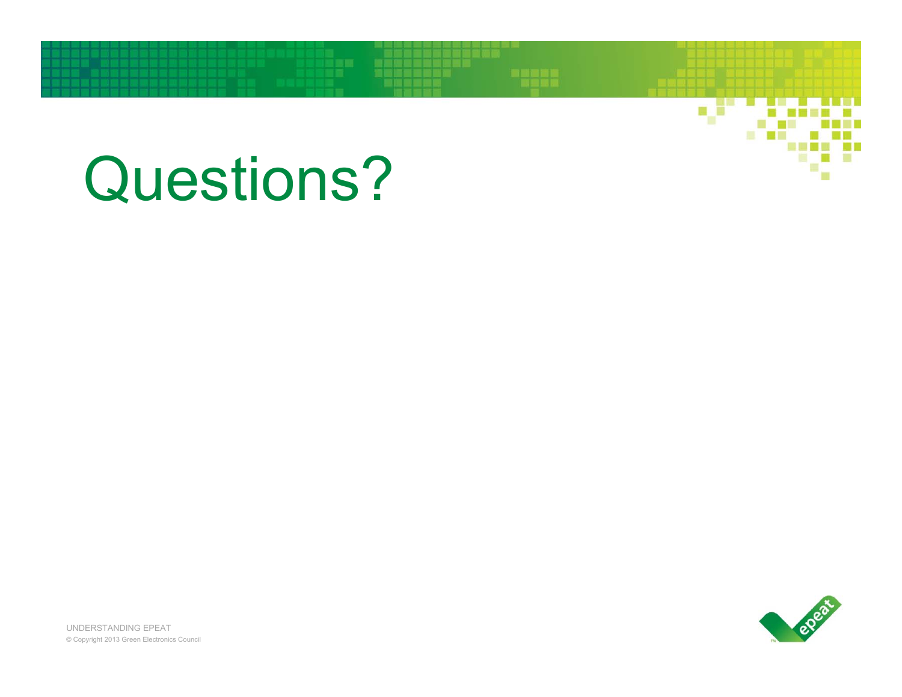# Questions?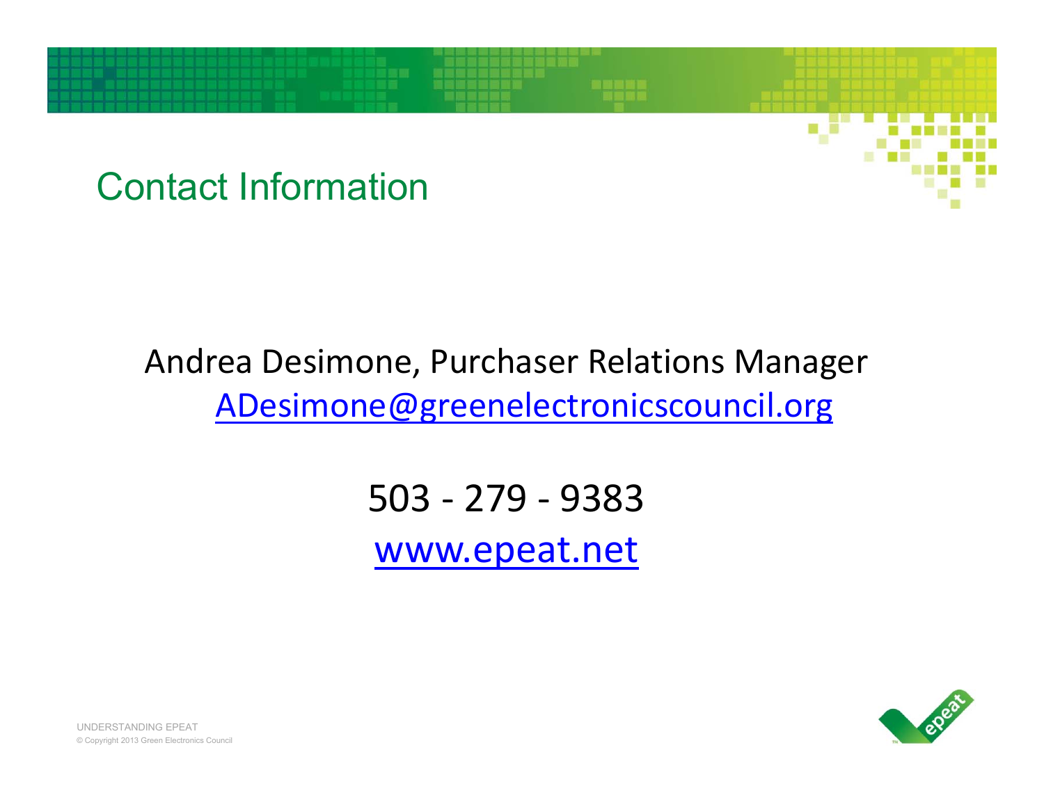# Contact Information

Andrea Desimone, Purchaser Relations Manager

[ADesimone@greenelectronicscouncil.org](mailto:ADesimone@greenelectronicscouncil.org)

503 - 279 - 9383

[www.epeat.net](http://www.epeat.net)